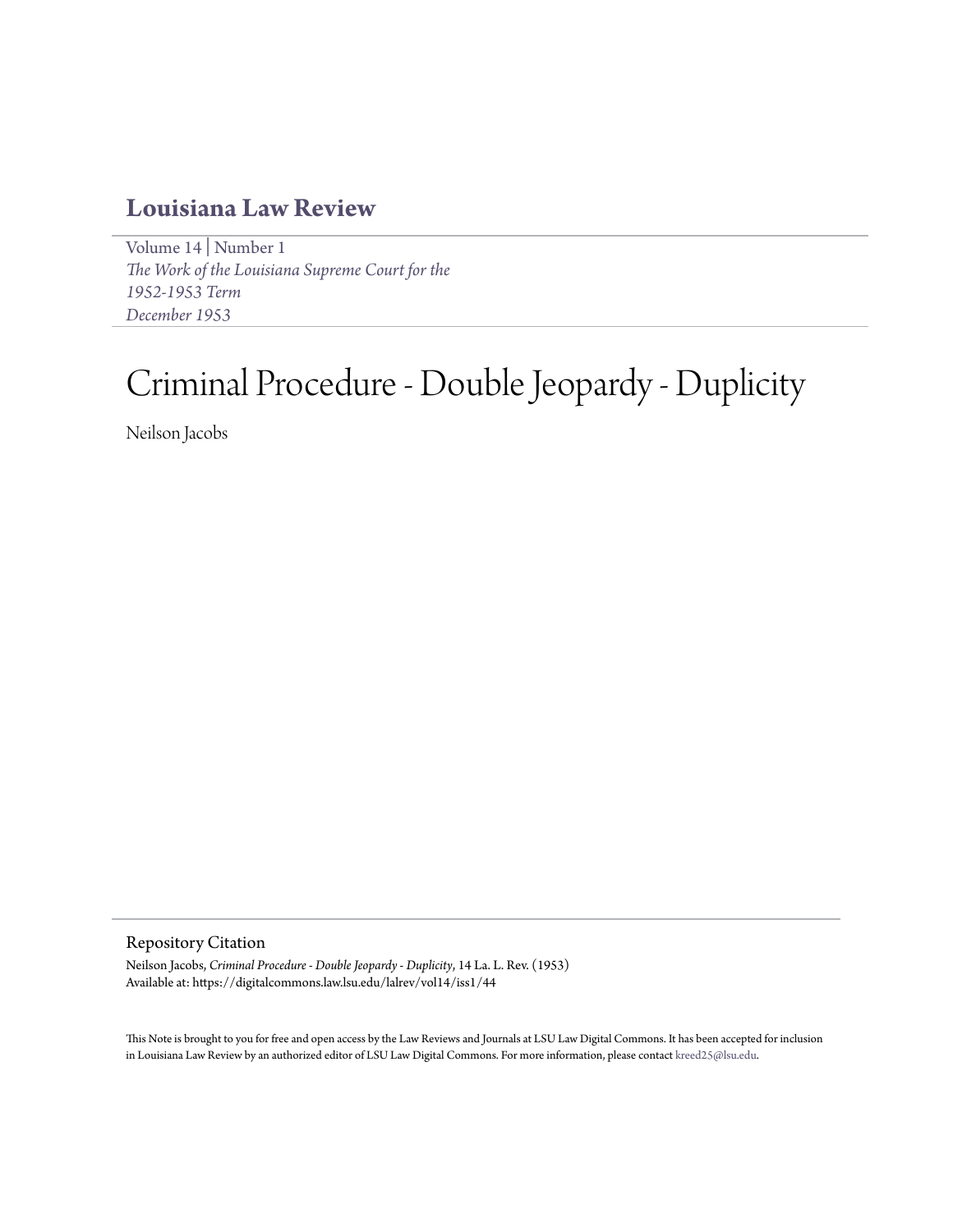## Louisiana Law Review

Volume 14 | Number 1
*The Work of the Louisiana Supreme Court for the 1952-1953 Term*
*December 1953*

# Criminal Procedure - Double Jeopardy - Duplicity

Neilson Jacobs

### Repository Citation

Neilson Jacobs, *Criminal Procedure - Double Jeopardy - Duplicity*, 14 La. L. Rev. (1953)
Available at: https://digitalcommons.law.lsu.edu/lalrev/vol14/iss1/44

This Note is brought to you for free and open access by the Law Reviews and Journals at LSU Law Digital Commons. It has been accepted for inclusion in Louisiana Law Review by an authorized editor of LSU Law Digital Commons. For more information, please contact kreed25@lsu.edu.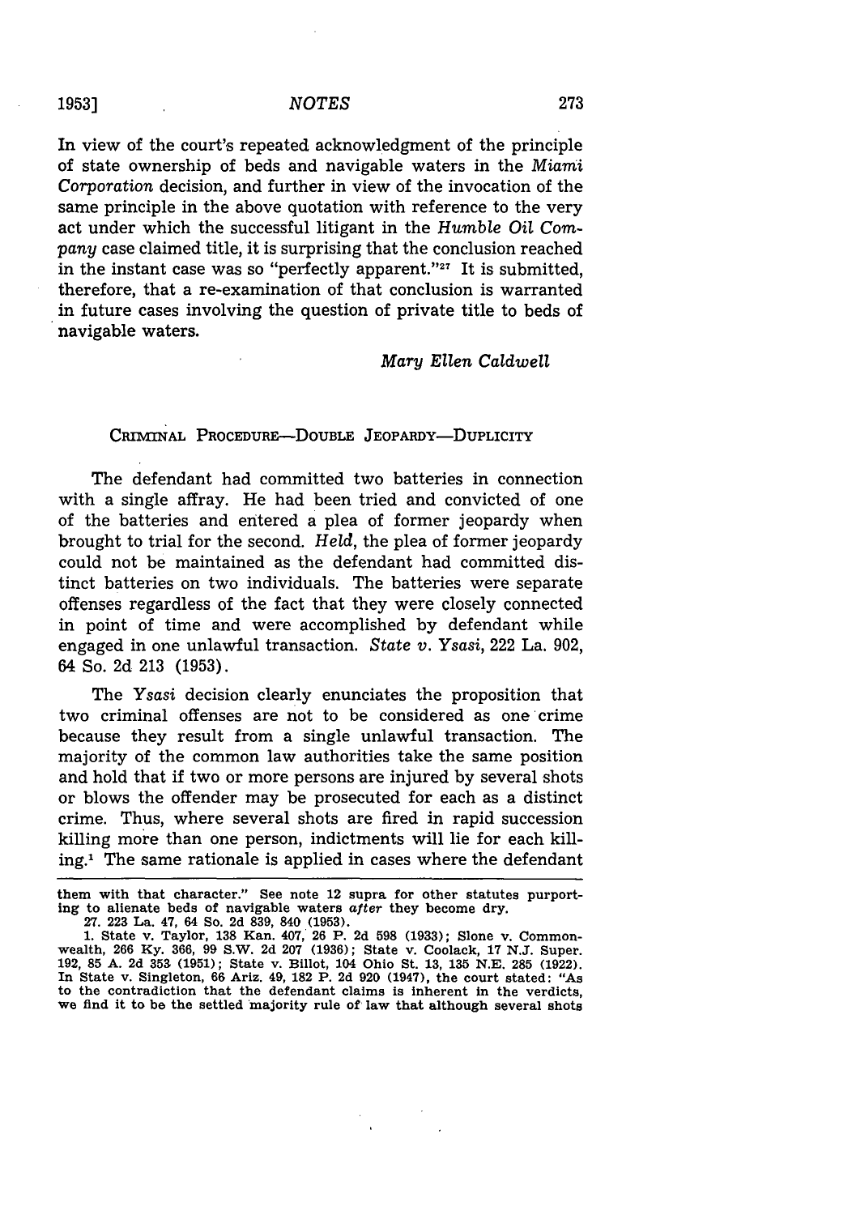In view of the court's repeated acknowledgment of the principle of state ownership of beds and navigable waters in the *Miami Corporation* decision, and further in view of the invocation of the same principle in the above quotation with reference to the very act under which the successful litigant in the *Humble Oil Company* case claimed title, it is surprising that the conclusion reached in the instant case was so "perfectly apparent."[27] It is submitted, therefore, that a re-examination of that conclusion is warranted in future cases involving the question of private title to beds of navigable waters.

*Mary Ellen Caldwell*

CRIMINAL PROCEDURE—DOUBLE JEOPARDY—DUPLICITY

The defendant had committed two batteries in connection with a single affray. He had been tried and convicted of one of the batteries and entered a plea of former jeopardy when brought to trial for the second. *Held*, the plea of former jeopardy could not be maintained as the defendant had committed distinct batteries on two individuals. The batteries were separate offenses regardless of the fact that they were closely connected in point of time and were accomplished by defendant while engaged in one unlawful transaction. *State v. Ysasi*, 222 La. 902, 64 So. 2d 213 (1953).

The *Ysasi* decision clearly enunciates the proposition that two criminal offenses are not to be considered as one crime because they result from a single unlawful transaction. The majority of the common law authorities take the same position and hold that if two or more persons are injured by several shots or blows the offender may be prosecuted for each as a distinct crime. Thus, where several shots are fired in rapid succession killing more than one person, indictments will lie for each killing.[1] The same rationale is applied in cases where the defendant

---

them with that character." See note 12 supra for other statutes purporting to alienate beds of navigable waters *after* they become dry.

27. 223 La. 47, 64 So. 2d 839, 840 (1953).

1. State v. Taylor, 138 Kan. 407, 26 P. 2d 598 (1933); Slone v. Commonwealth, 266 Ky. 366, 99 S.W. 2d 207 (1936); State v. Coolack, 17 N.J. Super. 192, 85 A. 2d 353 (1951); State v. Billot, 104 Ohio St. 13, 135 N.E. 285 (1922). In State v. Singleton, 66 Ariz. 49, 182 P. 2d 920 (1947), the court stated: "As to the contradiction that the defendant claims is inherent in the verdicts, we find it to be the settled majority rule of law that although several shots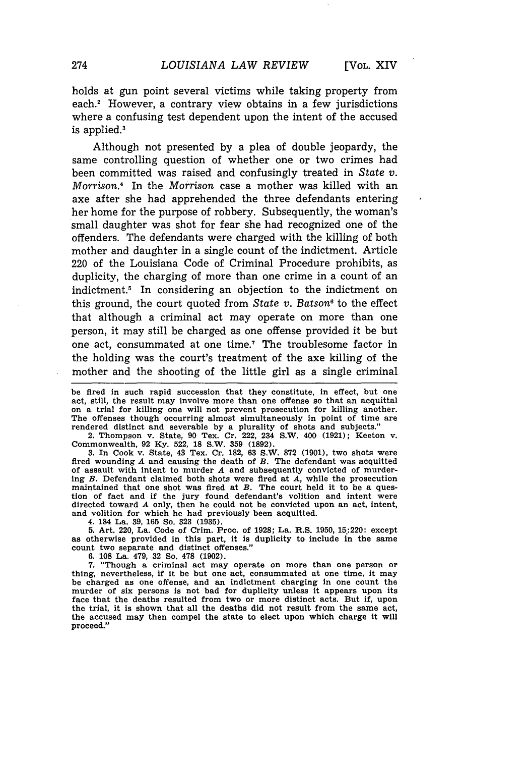holds at gun point several victims while taking property from each.[2] However, a contrary view obtains in a few jurisdictions where a confusing test dependent upon the intent of the accused is applied.[3]

Although not presented by a plea of double jeopardy, the same controlling question of whether one or two crimes had been committed was raised and confusingly treated in *State v. Morrison*.[4] In the *Morrison* case a mother was killed with an axe after she had apprehended the three defendants entering her home for the purpose of robbery. Subsequently, the woman's small daughter was shot for fear she had recognized one of the offenders. The defendants were charged with the killing of both mother and daughter in a single count of the indictment. Article 220 of the Louisiana Code of Criminal Procedure prohibits, as duplicity, the charging of more than one crime in a count of an indictment.[5] In considering an objection to the indictment on this ground, the court quoted from *State v. Batson*[6] to the effect that although a criminal act may operate on more than one person, it may still be charged as one offense provided it be but one act, consummated at one time.[7] The troublesome factor in the holding was the court's treatment of the axe killing of the mother and the shooting of the little girl as a single criminal

---

be fired in such rapid succession that they constitute, in effect, but one act, still, the result may involve more than one offense so that an acquittal on a trial for killing one will not prevent prosecution for killing another. The offenses though occurring almost simultaneously in point of time are rendered distinct and severable by a plurality of shots and subjects."

2. Thompson v. State, 90 Tex. Cr. 222, 234 S.W. 400 (1921); Keeton v. Commonwealth, 92 Ky. 522, 18 S.W. 359 (1892).

3. In Cook v. State, 43 Tex. Cr. 182, 63 S.W. 872 (1901), two shots were fired wounding *A* and causing the death of *B*. The defendant was acquitted of assault with intent to murder *A* and subsequently convicted of murdering *B*. Defendant claimed both shots were fired at *A*, while the prosecution maintained that one shot was fired at *B*. The court held it to be a question of fact and if the jury found defendant's volition and intent were directed toward *A* only, then he could not be convicted upon an act, intent, and volition for which he had previously been acquitted.

4. 184 La. 39, 165 So. 323 (1935).

5. Art. 220, La. Code of Crim. Proc. of 1928; La. R.S. 1950, 15:220: except as otherwise provided in this part, it is duplicity to include in the same count two separate and distinct offenses."

6. 108 La. 479, 32 So. 478 (1902).

7. "Though a criminal act may operate on more than one person or thing, nevertheless, if it be but one act, consummated at one time, it may be charged as one offense, and an indictment charging in one count the murder of six persons is not bad for duplicity unless it appears upon its face that the deaths resulted from two or more distinct acts. But if, upon the trial, it is shown that all the deaths did not result from the same act, the accused may then compel the state to elect upon which charge it will proceed."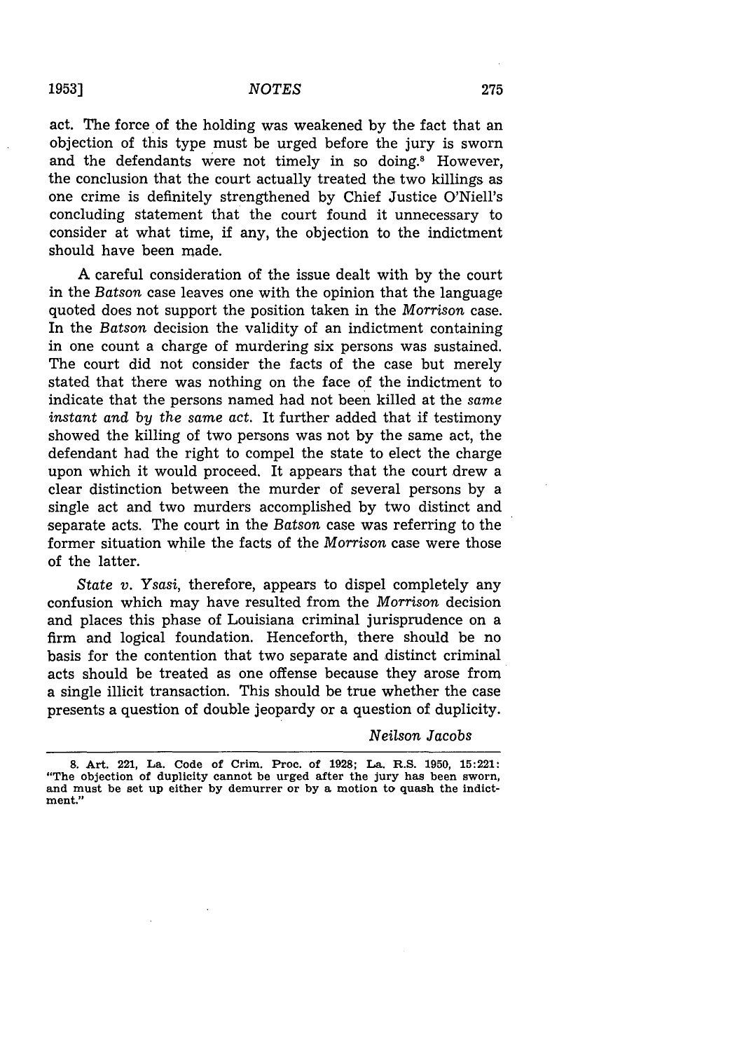act. The force of the holding was weakened by the fact that an objection of this type must be urged before the jury is sworn and the defendants were not timely in so doing.[8] However, the conclusion that the court actually treated the two killings as one crime is definitely strengthened by Chief Justice O'Niell's concluding statement that the court found it unnecessary to consider at what time, if any, the objection to the indictment should have been made.

A careful consideration of the issue dealt with by the court in the *Batson* case leaves one with the opinion that the language quoted does not support the position taken in the *Morrison* case. In the *Batson* decision the validity of an indictment containing in one count a charge of murdering six persons was sustained. The court did not consider the facts of the case but merely stated that there was nothing on the face of the indictment to indicate that the persons named had not been killed at the *same instant and by the same act.* It further added that if testimony showed the killing of two persons was not by the same act, the defendant had the right to compel the state to elect the charge upon which it would proceed. It appears that the court drew a clear distinction between the murder of several persons by a single act and two murders accomplished by two distinct and separate acts. The court in the *Batson* case was referring to the former situation while the facts of the *Morrison* case were those of the latter.

*State v. Ysasi*, therefore, appears to dispel completely any confusion which may have resulted from the *Morrison* decision and places this phase of Louisiana criminal jurisprudence on a firm and logical foundation. Henceforth, there should be no basis for the contention that two separate and distinct criminal acts should be treated as one offense because they arose from a single illicit transaction. This should be true whether the case presents a question of double jeopardy or a question of duplicity.

*Neilson Jacobs*

---

8. Art. 221, La. Code of Crim. Proc. of 1928; La. R.S. 1950, 15:221: "The objection of duplicity cannot be urged after the jury has been sworn, and must be set up either by demurrer or by a motion to quash the indictment."